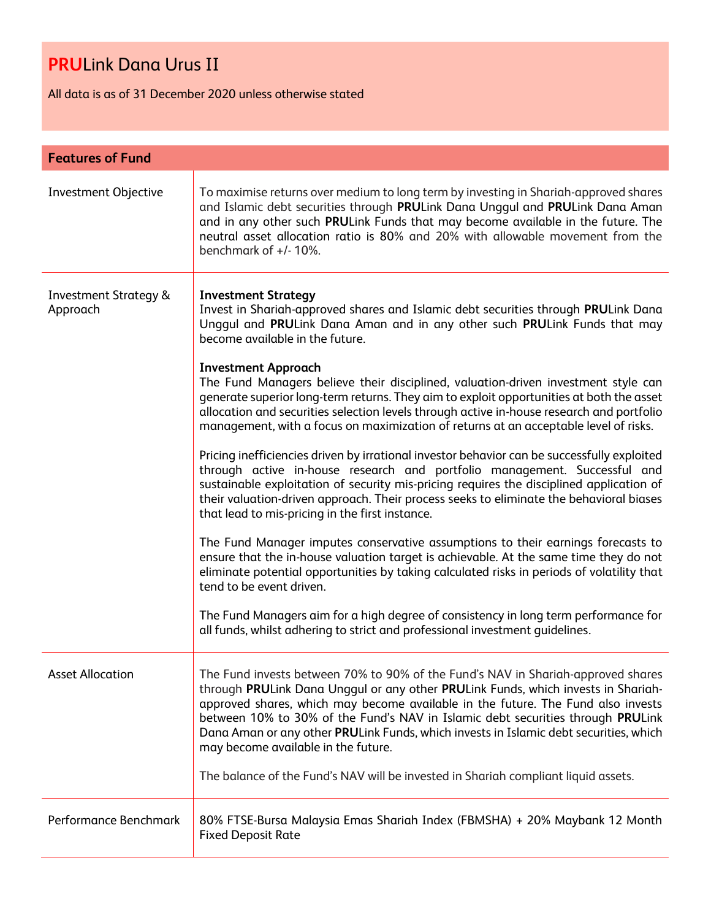# **PRU**Link Dana Urus II

All data is as of 31 December 2020 unless otherwise stated

## Features of Fund

| | |
|---|---|
| Investment Objective | To maximise returns over medium to long term by investing in Shariah-approved shares and Islamic debt securities through **PRU**Link Dana Unggul and **PRU**Link Dana Aman and in any other such **PRU**Link Funds that may become available in the future. The neutral asset allocation ratio is 80% and 20% with allowable movement from the benchmark of +/- 10%. |
| Investment Strategy & Approach | **Investment Strategy**<br>Invest in Shariah-approved shares and Islamic debt securities through **PRU**Link Dana Unggul and **PRU**Link Dana Aman and in any other such **PRU**Link Funds that may become available in the future.<br><br>**Investment Approach**<br>The Fund Managers believe their disciplined, valuation-driven investment style can generate superior long-term returns. They aim to exploit opportunities at both the asset allocation and securities selection levels through active in-house research and portfolio management, with a focus on maximization of returns at an acceptable level of risks.<br><br>Pricing inefficiencies driven by irrational investor behavior can be successfully exploited through active in-house research and portfolio management. Successful and sustainable exploitation of security mis-pricing requires the disciplined application of their valuation-driven approach. Their process seeks to eliminate the behavioral biases that lead to mis-pricing in the first instance.<br><br>The Fund Manager imputes conservative assumptions to their earnings forecasts to ensure that the in-house valuation target is achievable. At the same time they do not eliminate potential opportunities by taking calculated risks in periods of volatility that tend to be event driven.<br><br>The Fund Managers aim for a high degree of consistency in long term performance for all funds, whilst adhering to strict and professional investment guidelines. |
| Asset Allocation | The Fund invests between 70% to 90% of the Fund's NAV in Shariah-approved shares through **PRU**Link Dana Unggul or any other **PRU**Link Funds, which invests in Shariah-approved shares, which may become available in the future. The Fund also invests between 10% to 30% of the Fund's NAV in Islamic debt securities through **PRU**Link Dana Aman or any other **PRU**Link Funds, which invests in Islamic debt securities, which may become available in the future.<br><br>The balance of the Fund's NAV will be invested in Shariah compliant liquid assets. |
| Performance Benchmark | 80% FTSE-Bursa Malaysia Emas Shariah Index (FBMSHA) + 20% Maybank 12 Month Fixed Deposit Rate |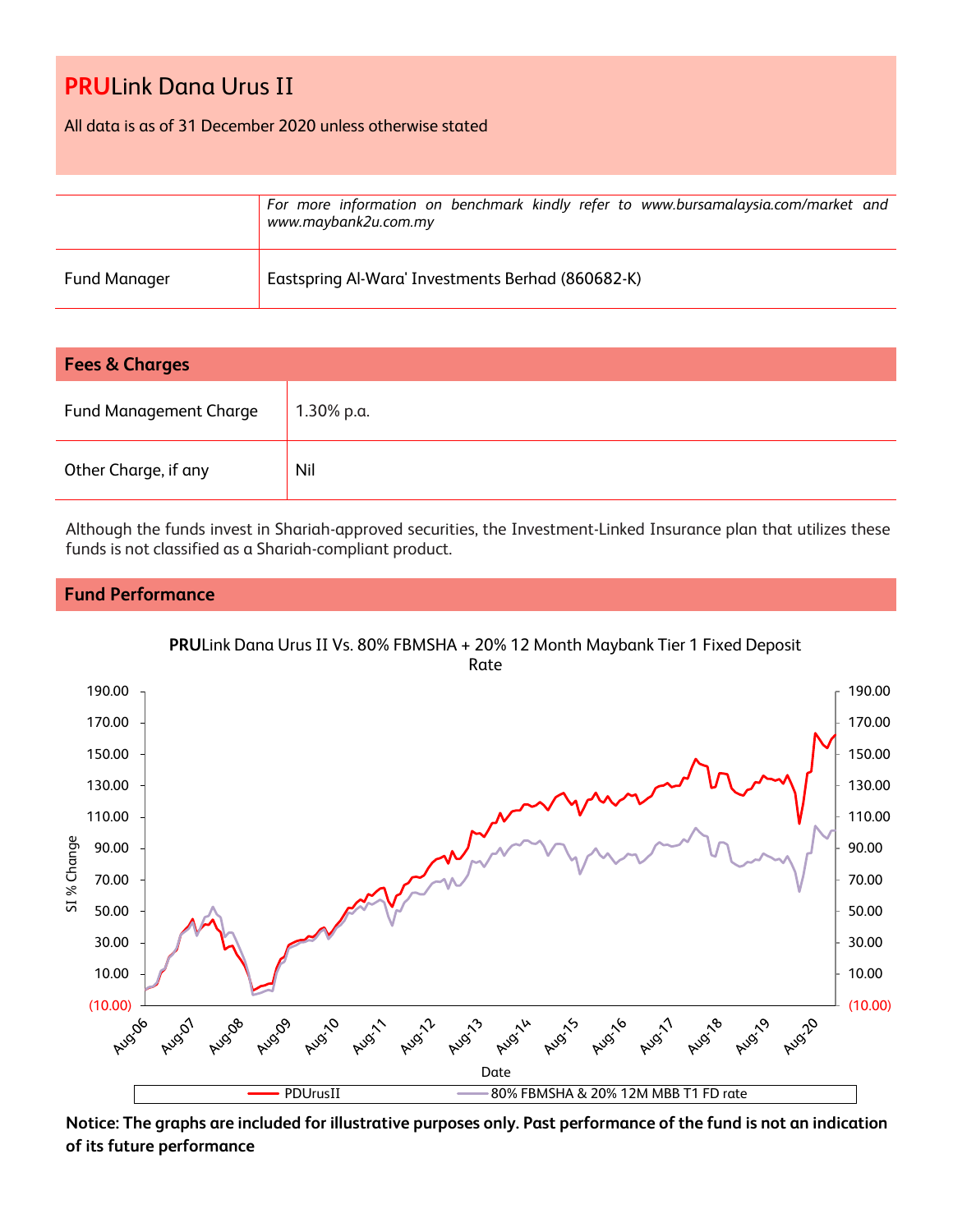# PRULink Dana Urus II

All data is as of 31 December 2020 unless otherwise stated

| | |
|---|---|
| | *For more information on benchmark kindly refer to www.bursamalaysia.com/market and www.maybank2u.com.my* |
| Fund Manager | Eastspring Al-Wara' Investments Berhad (860682-K) |

## Fees & Charges

| | |
|---|---|
| Fund Management Charge | 1.30% p.a. |
| Other Charge, if any | Nil |

Although the funds invest in Shariah-approved securities, the Investment-Linked Insurance plan that utilizes these funds is not classified as a Shariah-compliant product.

## Fund Performance

**PRU**Link Dana Urus II Vs. 80% FBMSHA + 20% 12 Month Maybank Tier 1 Fixed Deposit Rate

Legend: PDUrusII; 80% FBMSHA & 20% 12M MBB T1 FD rate

**Notice: The graphs are included for illustrative purposes only. Past performance of the fund is not an indication of its future performance**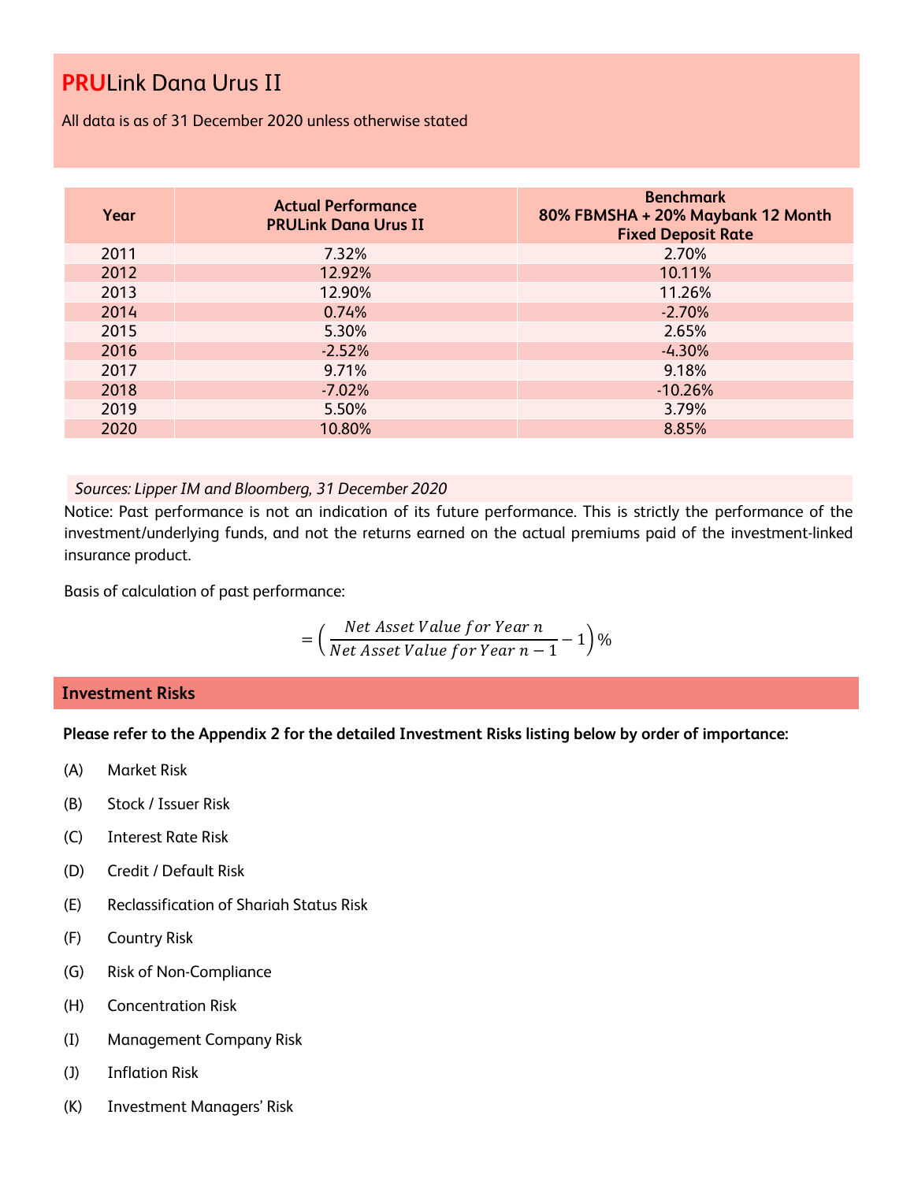# **PRU**Link Dana Urus II

All data is as of 31 December 2020 unless otherwise stated

| Year | Actual Performance PRULink Dana Urus II | Benchmark 80% FBMSHA + 20% Maybank 12 Month Fixed Deposit Rate |
|---|---|---|
| 2011 | 7.32% | 2.70% |
| 2012 | 12.92% | 10.11% |
| 2013 | 12.90% | 11.26% |
| 2014 | 0.74% | -2.70% |
| 2015 | 5.30% | 2.65% |
| 2016 | -2.52% | -4.30% |
| 2017 | 9.71% | 9.18% |
| 2018 | -7.02% | -10.26% |
| 2019 | 5.50% | 3.79% |
| 2020 | 10.80% | 8.85% |

*Sources: Lipper IM and Bloomberg, 31 December 2020*

Notice: Past performance is not an indication of its future performance. This is strictly the performance of the investment/underlying funds, and not the returns earned on the actual premiums paid of the investment-linked insurance product.

Basis of calculation of past performance:

$$= \left( \frac{Net\ Asset\ Value\ for\ Year\ n}{Net\ Asset\ Value\ for\ Year\ n-1} - 1 \right)\%$$

## Investment Risks

**Please refer to the Appendix 2 for the detailed Investment Risks listing below by order of importance:**

(A) Market Risk

(B) Stock / Issuer Risk

(C) Interest Rate Risk

(D) Credit / Default Risk

(E) Reclassification of Shariah Status Risk

(F) Country Risk

(G) Risk of Non-Compliance

(H) Concentration Risk

(I) Management Company Risk

(J) Inflation Risk

(K) Investment Managers' Risk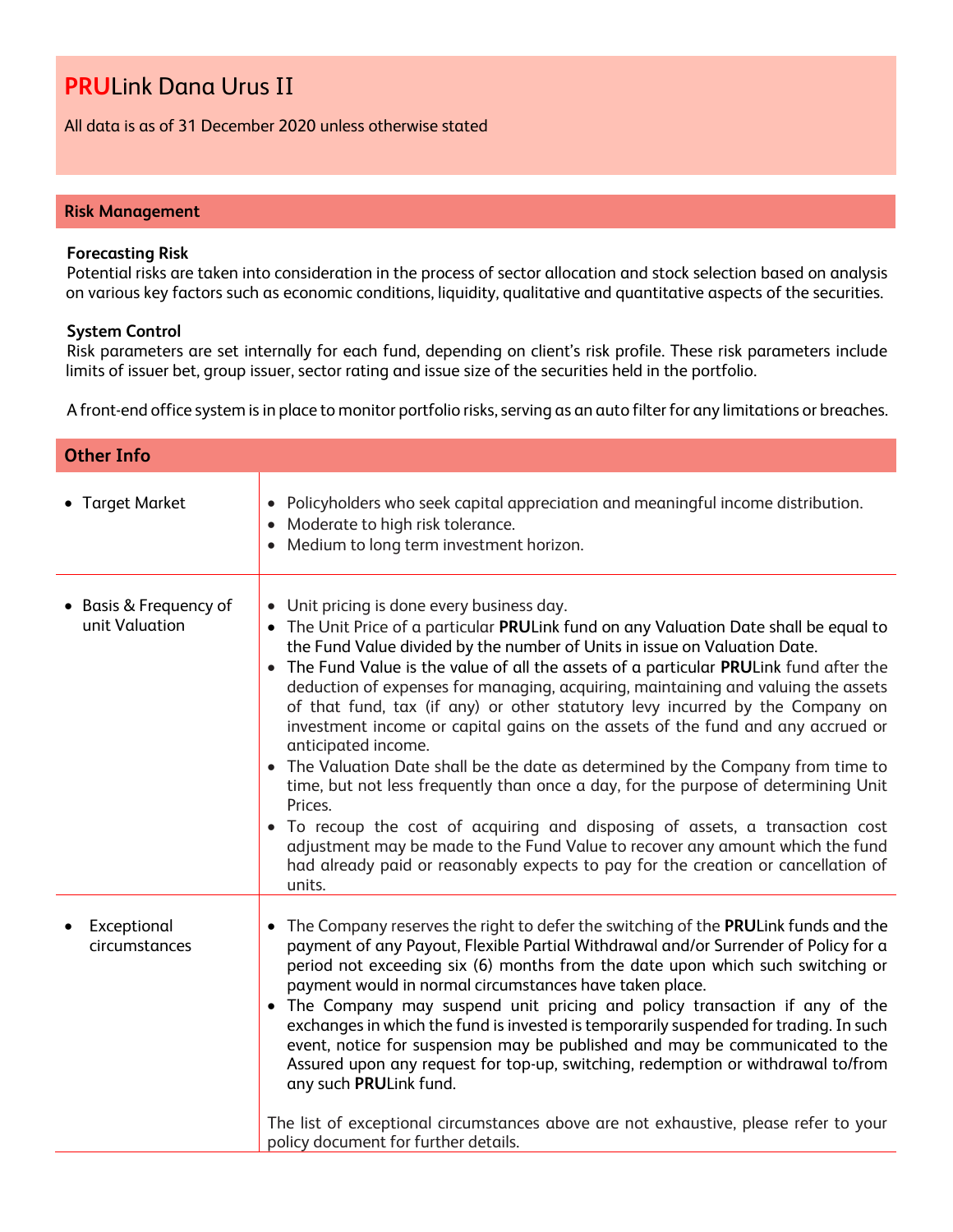# **PRU**Link Dana Urus II

All data is as of 31 December 2020 unless otherwise stated

## Risk Management

**Forecasting Risk**
Potential risks are taken into consideration in the process of sector allocation and stock selection based on analysis on various key factors such as economic conditions, liquidity, qualitative and quantitative aspects of the securities.

**System Control**
Risk parameters are set internally for each fund, depending on client's risk profile. These risk parameters include limits of issuer bet, group issuer, sector rating and issue size of the securities held in the portfolio.

A front-end office system is in place to monitor portfolio risks, serving as an auto filter for any limitations or breaches.

## Other Info

| | |
|---|---|
| • Target Market | • Policyholders who seek capital appreciation and meaningful income distribution.<br>• Moderate to high risk tolerance.<br>• Medium to long term investment horizon. |
| • Basis & Frequency of unit Valuation | • Unit pricing is done every business day.<br>• The Unit Price of a particular **PRU**Link fund on any Valuation Date shall be equal to the Fund Value divided by the number of Units in issue on Valuation Date.<br>• The Fund Value is the value of all the assets of a particular **PRU**Link fund after the deduction of expenses for managing, acquiring, maintaining and valuing the assets of that fund, tax (if any) or other statutory levy incurred by the Company on investment income or capital gains on the assets of the fund and any accrued or anticipated income.<br>• The Valuation Date shall be the date as determined by the Company from time to time, but not less frequently than once a day, for the purpose of determining Unit Prices.<br>• To recoup the cost of acquiring and disposing of assets, a transaction cost adjustment may be made to the Fund Value to recover any amount which the fund had already paid or reasonably expects to pay for the creation or cancellation of units. |
| • Exceptional circumstances | • The Company reserves the right to defer the switching of the **PRU**Link funds and the payment of any Payout, Flexible Partial Withdrawal and/or Surrender of Policy for a period not exceeding six (6) months from the date upon which such switching or payment would in normal circumstances have taken place.<br>• The Company may suspend unit pricing and policy transaction if any of the exchanges in which the fund is invested is temporarily suspended for trading. In such event, notice for suspension may be published and may be communicated to the Assured upon any request for top-up, switching, redemption or withdrawal to/from any such **PRU**Link fund.<br><br>The list of exceptional circumstances above are not exhaustive, please refer to your policy document for further details. |